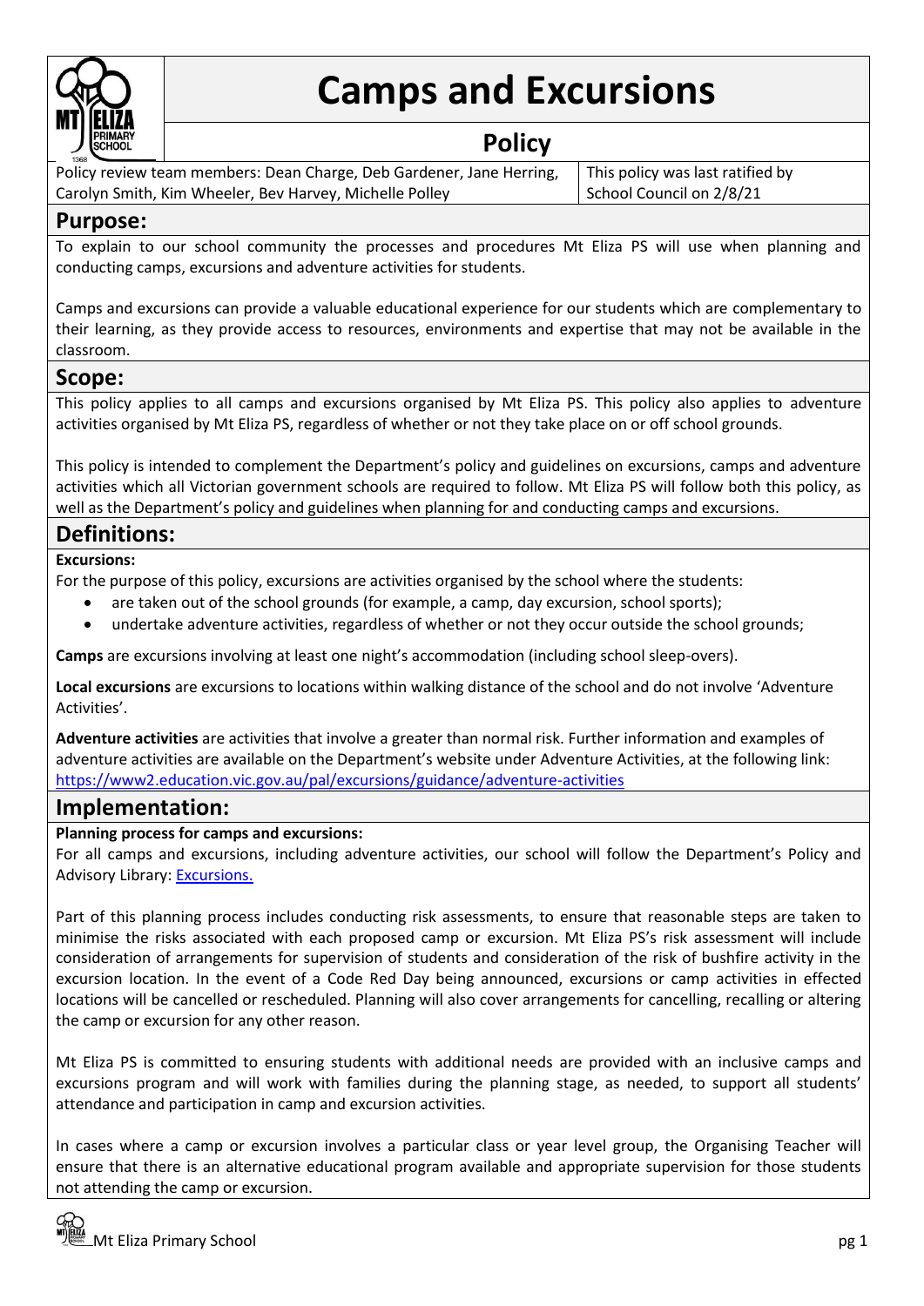# Camps and Excursions

## Policy

| Policy review team members: Dean Charge, Deb Gardener, Jane Herring, Carolyn Smith, Kim Wheeler, Bev Harvey, Michelle Polley | This policy was last ratified by School Council on 2/8/21 |
|---|---|

## Purpose:

To explain to our school community the processes and procedures Mt Eliza PS will use when planning and conducting camps, excursions and adventure activities for students.

Camps and excursions can provide a valuable educational experience for our students which are complementary to their learning, as they provide access to resources, environments and expertise that may not be available in the classroom.

## Scope:

This policy applies to all camps and excursions organised by Mt Eliza PS. This policy also applies to adventure activities organised by Mt Eliza PS, regardless of whether or not they take place on or off school grounds.

This policy is intended to complement the Department's policy and guidelines on excursions, camps and adventure activities which all Victorian government schools are required to follow. Mt Eliza PS will follow both this policy, as well as the Department's policy and guidelines when planning for and conducting camps and excursions.

## Definitions:

**Excursions:**

For the purpose of this policy, excursions are activities organised by the school where the students:

- are taken out of the school grounds (for example, a camp, day excursion, school sports);
- undertake adventure activities, regardless of whether or not they occur outside the school grounds;

**Camps** are excursions involving at least one night's accommodation (including school sleep-overs).

**Local excursions** are excursions to locations within walking distance of the school and do not involve 'Adventure Activities'.

**Adventure activities** are activities that involve a greater than normal risk. Further information and examples of adventure activities are available on the Department's website under Adventure Activities, at the following link: https://www2.education.vic.gov.au/pal/excursions/guidance/adventure-activities

## Implementation:

**Planning process for camps and excursions:**

For all camps and excursions, including adventure activities, our school will follow the Department's Policy and Advisory Library: Excursions.

Part of this planning process includes conducting risk assessments, to ensure that reasonable steps are taken to minimise the risks associated with each proposed camp or excursion. Mt Eliza PS's risk assessment will include consideration of arrangements for supervision of students and consideration of the risk of bushfire activity in the excursion location. In the event of a Code Red Day being announced, excursions or camp activities in effected locations will be cancelled or rescheduled. Planning will also cover arrangements for cancelling, recalling or altering the camp or excursion for any other reason.

Mt Eliza PS is committed to ensuring students with additional needs are provided with an inclusive camps and excursions program and will work with families during the planning stage, as needed, to support all students' attendance and participation in camp and excursion activities.

In cases where a camp or excursion involves a particular class or year level group, the Organising Teacher will ensure that there is an alternative educational program available and appropriate supervision for those students not attending the camp or excursion.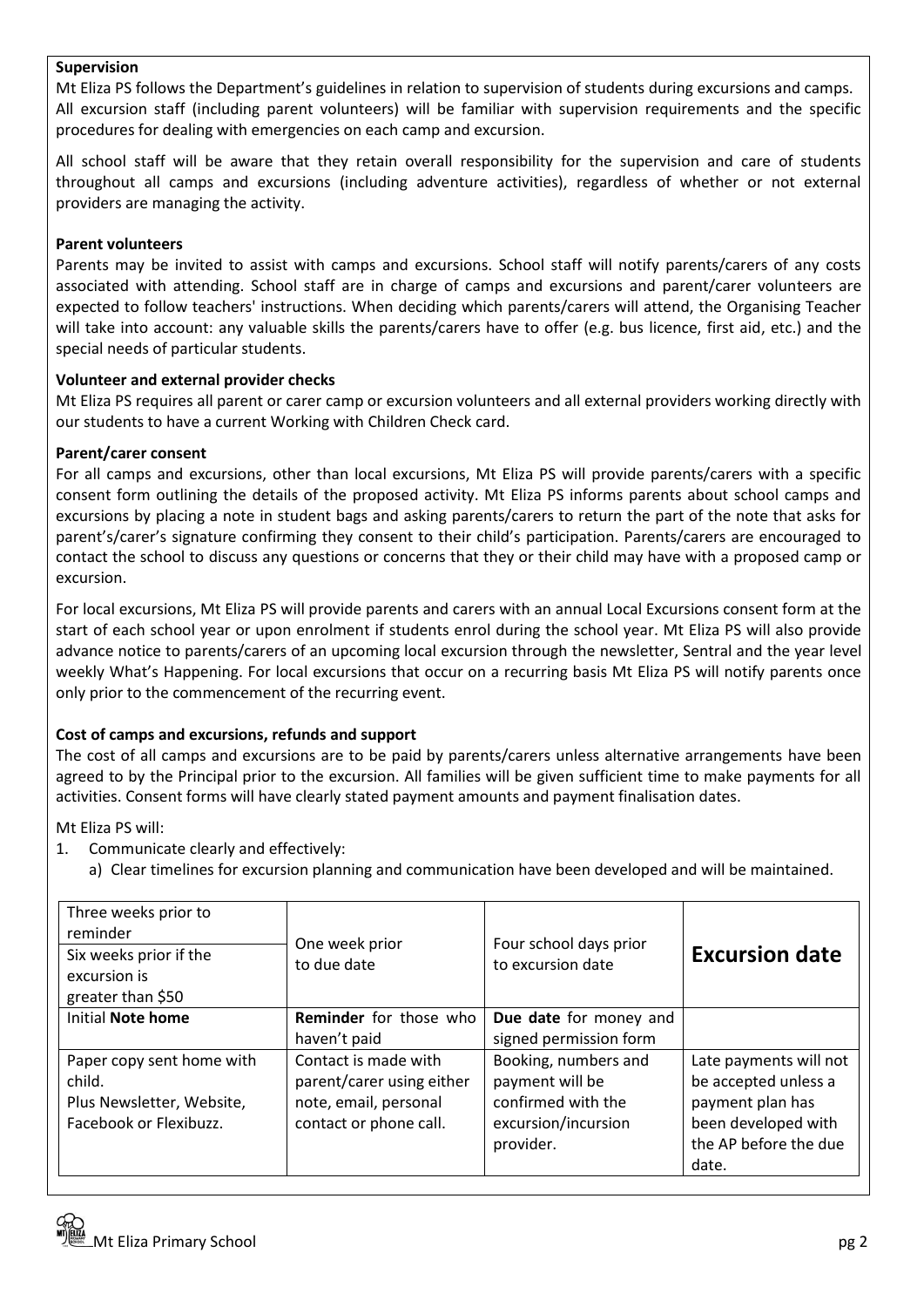**Supervision**

Mt Eliza PS follows the Department's guidelines in relation to supervision of students during excursions and camps. All excursion staff (including parent volunteers) will be familiar with supervision requirements and the specific procedures for dealing with emergencies on each camp and excursion.

All school staff will be aware that they retain overall responsibility for the supervision and care of students throughout all camps and excursions (including adventure activities), regardless of whether or not external providers are managing the activity.

**Parent volunteers**

Parents may be invited to assist with camps and excursions. School staff will notify parents/carers of any costs associated with attending. School staff are in charge of camps and excursions and parent/carer volunteers are expected to follow teachers' instructions. When deciding which parents/carers will attend, the Organising Teacher will take into account: any valuable skills the parents/carers have to offer (e.g. bus licence, first aid, etc.) and the special needs of particular students.

**Volunteer and external provider checks**

Mt Eliza PS requires all parent or carer camp or excursion volunteers and all external providers working directly with our students to have a current Working with Children Check card.

**Parent/carer consent**

For all camps and excursions, other than local excursions, Mt Eliza PS will provide parents/carers with a specific consent form outlining the details of the proposed activity. Mt Eliza PS informs parents about school camps and excursions by placing a note in student bags and asking parents/carers to return the part of the note that asks for parent's/carer's signature confirming they consent to their child's participation. Parents/carers are encouraged to contact the school to discuss any questions or concerns that they or their child may have with a proposed camp or excursion.

For local excursions, Mt Eliza PS will provide parents and carers with an annual Local Excursions consent form at the start of each school year or upon enrolment if students enrol during the school year. Mt Eliza PS will also provide advance notice to parents/carers of an upcoming local excursion through the newsletter, Sentral and the year level weekly What's Happening. For local excursions that occur on a recurring basis Mt Eliza PS will notify parents once only prior to the commencement of the recurring event.

**Cost of camps and excursions, refunds and support**

The cost of all camps and excursions are to be paid by parents/carers unless alternative arrangements have been agreed to by the Principal prior to the excursion. All families will be given sufficient time to make payments for all activities. Consent forms will have clearly stated payment amounts and payment finalisation dates.

Mt Eliza PS will:

1. Communicate clearly and effectively:
   a) Clear timelines for excursion planning and communication have been developed and will be maintained.

| Three weeks prior to reminder<br>Six weeks prior if the excursion is greater than $50 | One week prior to due date | Four school days prior to excursion date | **Excursion date** |
|---|---|---|---|
| Initial **Note home** | **Reminder** for those who haven't paid | **Due date** for money and signed permission form | |
| Paper copy sent home with child.<br>Plus Newsletter, Website, Facebook or Flexibuzz. | Contact is made with parent/carer using either note, email, personal contact or phone call. | Booking, numbers and payment will be confirmed with the excursion/incursion provider. | Late payments will not be accepted unless a payment plan has been developed with the AP before the due date. |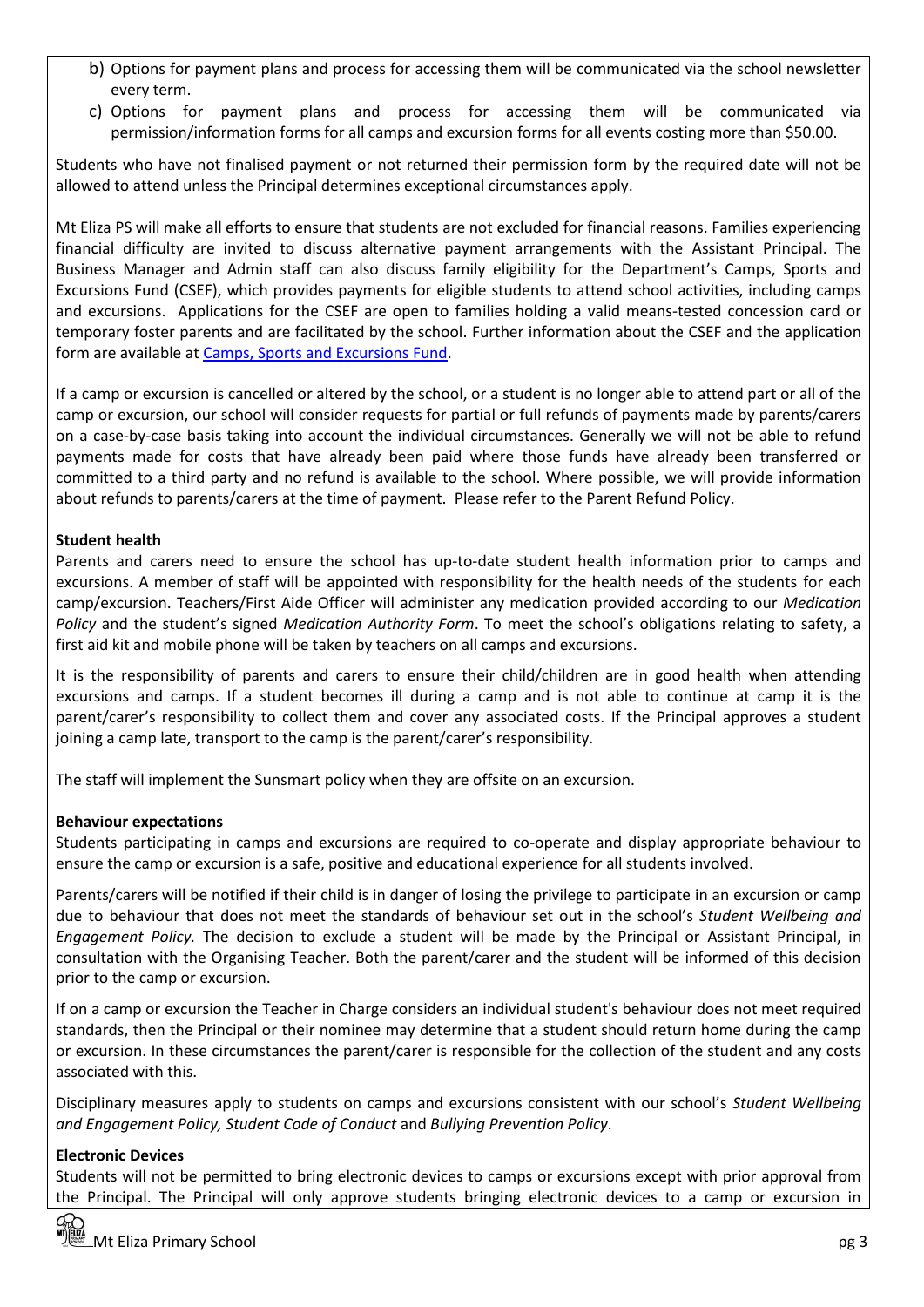b) Options for payment plans and process for accessing them will be communicated via the school newsletter every term.
c) Options for payment plans and process for accessing them will be communicated via permission/information forms for all camps and excursion forms for all events costing more than $50.00.

Students who have not finalised payment or not returned their permission form by the required date will not be allowed to attend unless the Principal determines exceptional circumstances apply.

Mt Eliza PS will make all efforts to ensure that students are not excluded for financial reasons. Families experiencing financial difficulty are invited to discuss alternative payment arrangements with the Assistant Principal. The Business Manager and Admin staff can also discuss family eligibility for the Department's Camps, Sports and Excursions Fund (CSEF), which provides payments for eligible students to attend school activities, including camps and excursions. Applications for the CSEF are open to families holding a valid means-tested concession card or temporary foster parents and are facilitated by the school. Further information about the CSEF and the application form are available at [Camps, Sports and Excursions Fund](#).

If a camp or excursion is cancelled or altered by the school, or a student is no longer able to attend part or all of the camp or excursion, our school will consider requests for partial or full refunds of payments made by parents/carers on a case-by-case basis taking into account the individual circumstances. Generally we will not be able to refund payments made for costs that have already been paid where those funds have already been transferred or committed to a third party and no refund is available to the school. Where possible, we will provide information about refunds to parents/carers at the time of payment. Please refer to the Parent Refund Policy.

**Student health**

Parents and carers need to ensure the school has up-to-date student health information prior to camps and excursions. A member of staff will be appointed with responsibility for the health needs of the students for each camp/excursion. Teachers/First Aide Officer will administer any medication provided according to our *Medication Policy* and the student's signed *Medication Authority Form*. To meet the school's obligations relating to safety, a first aid kit and mobile phone will be taken by teachers on all camps and excursions.

It is the responsibility of parents and carers to ensure their child/children are in good health when attending excursions and camps. If a student becomes ill during a camp and is not able to continue at camp it is the parent/carer's responsibility to collect them and cover any associated costs. If the Principal approves a student joining a camp late, transport to the camp is the parent/carer's responsibility.

The staff will implement the Sunsmart policy when they are offsite on an excursion.

**Behaviour expectations**

Students participating in camps and excursions are required to co-operate and display appropriate behaviour to ensure the camp or excursion is a safe, positive and educational experience for all students involved.

Parents/carers will be notified if their child is in danger of losing the privilege to participate in an excursion or camp due to behaviour that does not meet the standards of behaviour set out in the school's *Student Wellbeing and Engagement Policy.* The decision to exclude a student will be made by the Principal or Assistant Principal, in consultation with the Organising Teacher. Both the parent/carer and the student will be informed of this decision prior to the camp or excursion.

If on a camp or excursion the Teacher in Charge considers an individual student's behaviour does not meet required standards, then the Principal or their nominee may determine that a student should return home during the camp or excursion. In these circumstances the parent/carer is responsible for the collection of the student and any costs associated with this.

Disciplinary measures apply to students on camps and excursions consistent with our school's *Student Wellbeing and Engagement Policy, Student Code of Conduct* and *Bullying Prevention Policy*.

**Electronic Devices**

Students will not be permitted to bring electronic devices to camps or excursions except with prior approval from the Principal. The Principal will only approve students bringing electronic devices to a camp or excursion in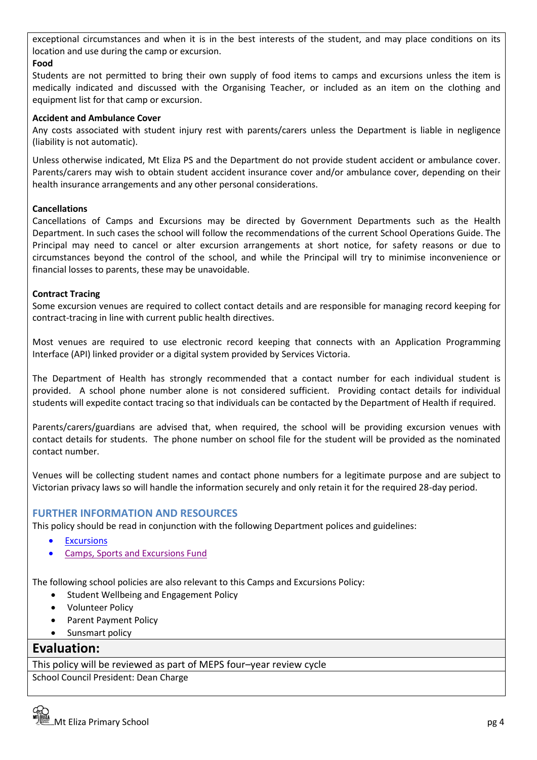exceptional circumstances and when it is in the best interests of the student, and may place conditions on its location and use during the camp or excursion.

**Food**

Students are not permitted to bring their own supply of food items to camps and excursions unless the item is medically indicated and discussed with the Organising Teacher, or included as an item on the clothing and equipment list for that camp or excursion.

**Accident and Ambulance Cover**

Any costs associated with student injury rest with parents/carers unless the Department is liable in negligence (liability is not automatic).

Unless otherwise indicated, Mt Eliza PS and the Department do not provide student accident or ambulance cover. Parents/carers may wish to obtain student accident insurance cover and/or ambulance cover, depending on their health insurance arrangements and any other personal considerations.

**Cancellations**

Cancellations of Camps and Excursions may be directed by Government Departments such as the Health Department. In such cases the school will follow the recommendations of the current School Operations Guide. The Principal may need to cancel or alter excursion arrangements at short notice, for safety reasons or due to circumstances beyond the control of the school, and while the Principal will try to minimise inconvenience or financial losses to parents, these may be unavoidable.

**Contract Tracing**

Some excursion venues are required to collect contact details and are responsible for managing record keeping for contract-tracing in line with current public health directives.

Most venues are required to use electronic record keeping that connects with an Application Programming Interface (API) linked provider or a digital system provided by Services Victoria.

The Department of Health has strongly recommended that a contact number for each individual student is provided. A school phone number alone is not considered sufficient. Providing contact details for individual students will expedite contact tracing so that individuals can be contacted by the Department of Health if required.

Parents/carers/guardians are advised that, when required, the school will be providing excursion venues with contact details for students. The phone number on school file for the student will be provided as the nominated contact number.

Venues will be collecting student names and contact phone numbers for a legitimate purpose and are subject to Victorian privacy laws so will handle the information securely and only retain it for the required 28-day period.

## FURTHER INFORMATION AND RESOURCES

This policy should be read in conjunction with the following Department polices and guidelines:

- Excursions
- Camps, Sports and Excursions Fund

The following school policies are also relevant to this Camps and Excursions Policy:

- Student Wellbeing and Engagement Policy
- Volunteer Policy
- Parent Payment Policy
- Sunsmart policy

## Evaluation:

This policy will be reviewed as part of MEPS four–year review cycle

School Council President: Dean Charge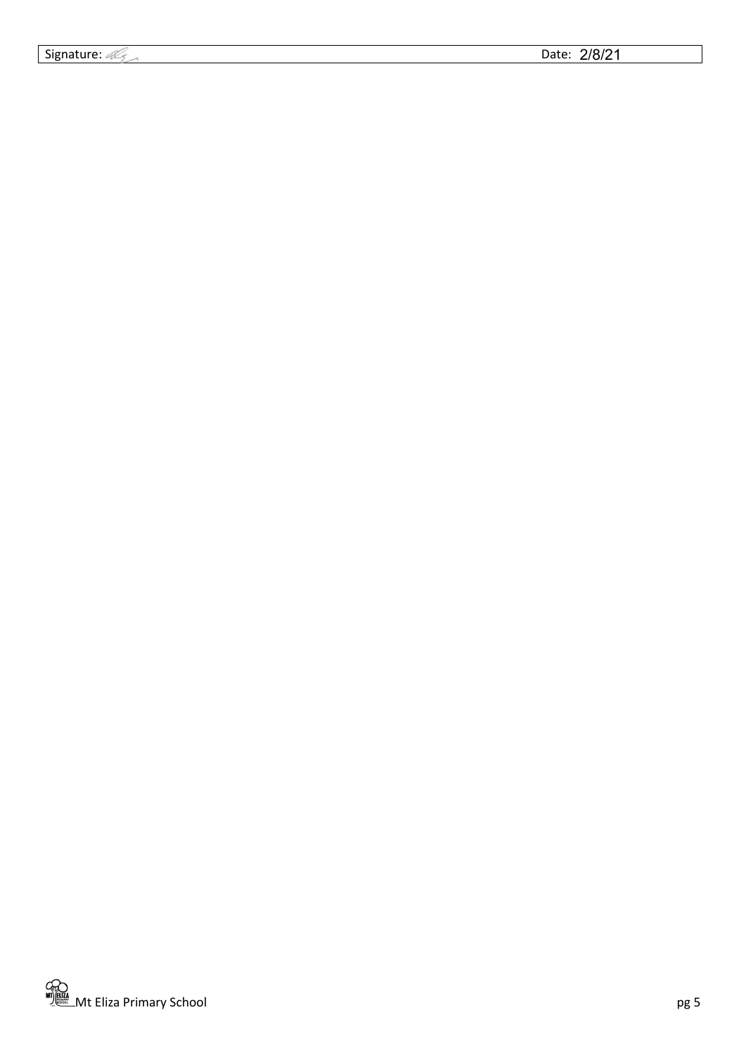| | |
|---|---|
| Signature: | Date: 2/8/21 |